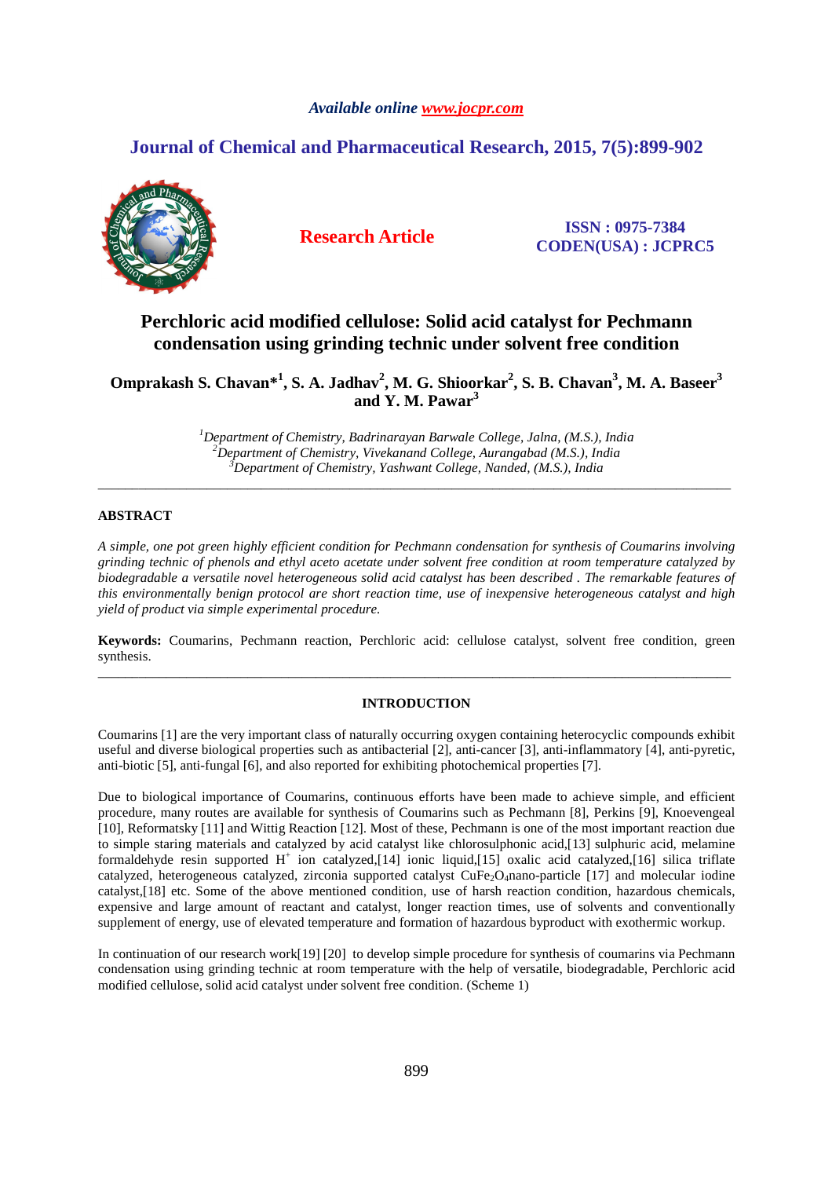*Available online www.jocpr.com*

**Research Article**

ISSN : 0975-7384
CODEN(USA) : JCPRC5

# Perchloric acid modified cellulose: Solid acid catalyst for Pechmann condensation using grinding technic under solvent free condition

**Omprakash S. Chavan*[1], S. A. Jadhav[2], M. G. Shioorkar[2], S. B. Chavan[3], M. A. Baseer[3] and Y. M. Pawar[3]**

[1]*Department of Chemistry, Badrinarayan Barwale College, Jalna, (M.S.), India*
[2]*Department of Chemistry, Vivekanand College, Aurangabad (M.S.), India*
[3]*Department of Chemistry, Yashwant College, Nanded, (M.S.), India*

---

## ABSTRACT

*A simple, one pot green highly efficient condition for Pechmann condensation for synthesis of Coumarins involving grinding technic of phenols and ethyl aceto acetate under solvent free condition at room temperature catalyzed by biodegradable a versatile novel heterogeneous solid acid catalyst has been described . The remarkable features of this environmentally benign protocol are short reaction time, use of inexpensive heterogeneous catalyst and high yield of product via simple experimental procedure.*

**Keywords:** Coumarins, Pechmann reaction, Perchloric acid: cellulose catalyst, solvent free condition, green synthesis.

---

## INTRODUCTION

Coumarins [1] are the very important class of naturally occurring oxygen containing heterocyclic compounds exhibit useful and diverse biological properties such as antibacterial [2], anti-cancer [3], anti-inflammatory [4], anti-pyretic, anti-biotic [5], anti-fungal [6], and also reported for exhibiting photochemical properties [7].

Due to biological importance of Coumarins, continuous efforts have been made to achieve simple, and efficient procedure, many routes are available for synthesis of Coumarins such as Pechmann [8], Perkins [9], Knoevengeal [10], Reformatsky [11] and Wittig Reaction [12]. Most of these, Pechmann is one of the most important reaction due to simple staring materials and catalyzed by acid catalyst like chlorosulphonic acid,[13] sulphuric acid, melamine formaldehyde resin supported $H^+$ ion catalyzed,[14] ionic liquid,[15] oxalic acid catalyzed,[16] silica triflate catalyzed, heterogeneous catalyzed, zirconia supported catalyst $CuFe_2O_4$nano-particle [17] and molecular iodine catalyst,[18] etc. Some of the above mentioned condition, use of harsh reaction condition, hazardous chemicals, expensive and large amount of reactant and catalyst, longer reaction times, use of solvents and conventionally supplement of energy, use of elevated temperature and formation of hazardous byproduct with exothermic workup.

In continuation of our research work[19] [20] to develop simple procedure for synthesis of coumarins via Pechmann condensation using grinding technic at room temperature with the help of versatile, biodegradable, Perchloric acid modified cellulose, solid acid catalyst under solvent free condition. (Scheme 1)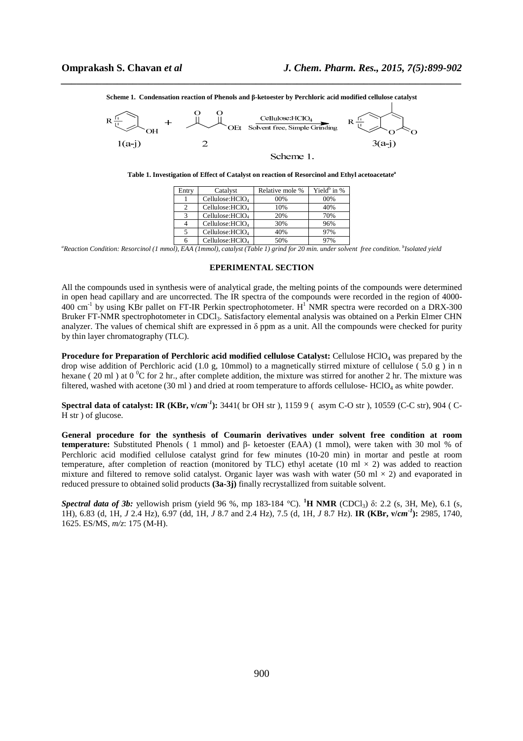**Scheme 1. Condensation reaction of Phenols and β-ketoester by Perchloric acid modified cellulose catalyst**

Scheme 1.

**Table 1. Investigation of Effect of Catalyst on reaction of Resorcinol and Ethyl acetoacetate[a]**

| Entry | Catalyst | Relative mole % | Yield[b] in % |
|---|---|---|---|
| 1 | Cellulose:$HClO_4$ | 00% | 00% |
| 2 | Cellulose:$HClO_4$ | 10% | 40% |
| 3 | Cellulose:$HClO_4$ | 20% | 70% |
| 4 | Cellulose:$HClO_4$ | 30% | 96% |
| 5 | Cellulose:$HClO_4$ | 40% | 97% |
| 6 | Cellulose:$HClO_4$ | 50% | 97% |

*[a]Reaction Condition: Resorcinol (1 mmol), EAA (1mmol), catalyst (Table 1) grind for 20 min. under solvent free condition. [b]Isolated yield*

## EPERIMENTAL SECTION

All the compounds used in synthesis were of analytical grade, the melting points of the compounds were determined in open head capillary and are uncorrected. The IR spectra of the compounds were recorded in the region of 4000-400 $cm^{-1}$ by using KBr pallet on FT-IR Perkin spectrophotometer. $H^1$ NMR spectra were recorded on a DRX-300 Bruker FT-NMR spectrophotometer in $CDCl_3$. Satisfactory elemental analysis was obtained on a Perkin Elmer CHN analyzer. The values of chemical shift are expressed in δ ppm as a unit. All the compounds were checked for purity by thin layer chromatography (TLC).

**Procedure for Preparation of Perchloric acid modified cellulose Catalyst:** Cellulose $HClO_4$ was prepared by the drop wise addition of Perchloric acid (1.0 g, 10mmol) to a magnetically stirred mixture of cellulose ( 5.0 g ) in n hexane ( 20 ml ) at 0 $^0$C for 2 hr., after complete addition, the mixture was stirred for another 2 hr. The mixture was filtered, washed with acetone (30 ml ) and dried at room temperature to affords cellulose- $HClO_4$ as white powder.

**Spectral data of catalyst: IR (KBr, ν/*cm$^{-1}$*):** 3441( br OH str ), 1159 9 ( asym C-O str ), 10559 (C-C str), 904 ( C-H str ) of glucose.

**General procedure for the synthesis of Coumarin derivatives under solvent free condition at room temperature:** Substituted Phenols ( 1 mmol) and β- ketoester (EAA) (1 mmol), were taken with 30 mol % of Perchloric acid modified cellulose catalyst grind for few minutes (10-20 min) in mortar and pestle at room temperature, after completion of reaction (monitored by TLC) ethyl acetate (10 ml × 2) was added to reaction mixture and filtered to remove solid catalyst. Organic layer was wash with water (50 ml × 2) and evaporated in reduced pressure to obtained solid products **(3a-3j)** finally recrystallized from suitable solvent.

***Spectral data of 3b:*** yellowish prism (yield 96 %, mp 183-184 °C). **$^1$H NMR** ($CDCl_3$) δ: 2.2 (s, 3H, Me), 6.1 (s, 1H), 6.83 (d, 1H, *J* 2.4 Hz), 6.97 (dd, 1H, *J* 8.7 and 2.4 Hz), 7.5 (d, 1H, *J* 8.7 Hz). **IR (KBr, ν/*cm$^{-1}$*):** 2985, 1740, 1625. ES/MS, *m/z*: 175 (M-H).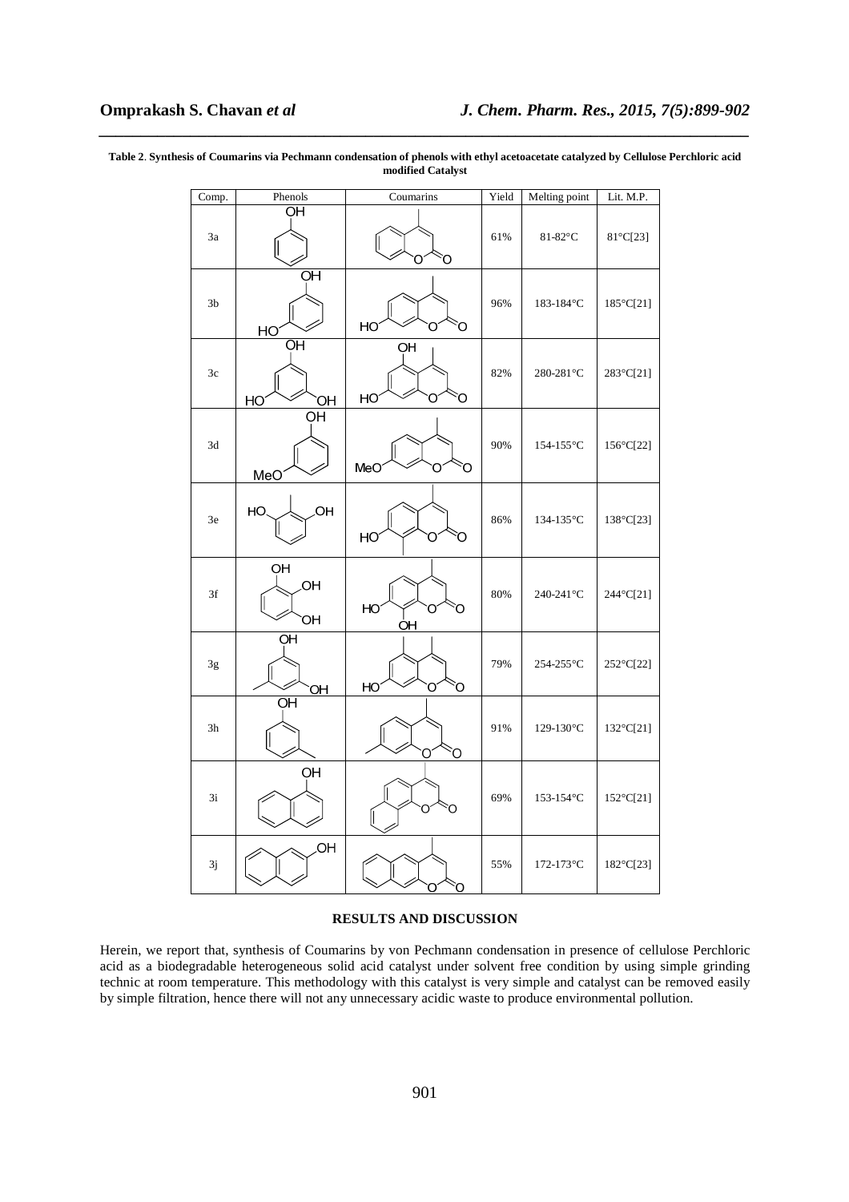**Table 2**. **Synthesis of Coumarins via Pechmann condensation of phenols with ethyl acetoacetate catalyzed by Cellulose Perchloric acid modified Catalyst**

| Comp. | Phenols | Coumarins | Yield | Melting point | Lit. M.P. |
|---|---|---|---|---|---|
| 3a | | | 61% | 81-82°C | 81°C[23] |
| 3b | | | 96% | 183-184°C | 185°C[21] |
| 3c | | | 82% | 280-281°C | 283°C[21] |
| 3d | | | 90% | 154-155°C | 156°C[22] |
| 3e | | | 86% | 134-135°C | 138°C[23] |
| 3f | | | 80% | 240-241°C | 244°C[21] |
| 3g | | | 79% | 254-255°C | 252°C[22] |
| 3h | | | 91% | 129-130°C | 132°C[21] |
| 3i | | | 69% | 153-154°C | 152°C[21] |
| 3j | | | 55% | 172-173°C | 182°C[23] |

## RESULTS AND DISCUSSION

Herein, we report that, synthesis of Coumarins by von Pechmann condensation in presence of cellulose Perchloric acid as a biodegradable heterogeneous solid acid catalyst under solvent free condition by using simple grinding technic at room temperature. This methodology with this catalyst is very simple and catalyst can be removed easily by simple filtration, hence there will not any unnecessary acidic waste to produce environmental pollution.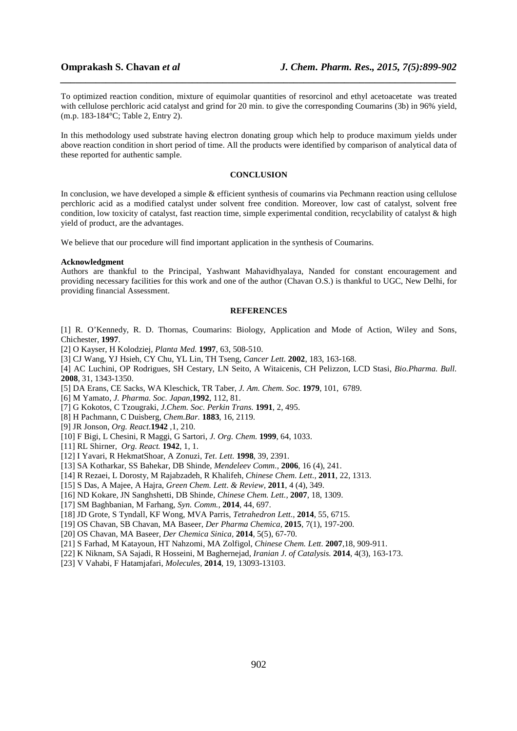To optimized reaction condition, mixture of equimolar quantities of resorcinol and ethyl acetoacetate was treated with cellulose perchloric acid catalyst and grind for 20 min. to give the corresponding Coumarins (3b) in 96% yield, (m.p. 183-184°C; Table 2, Entry 2).

In this methodology used substrate having electron donating group which help to produce maximum yields under above reaction condition in short period of time. All the products were identified by comparison of analytical data of these reported for authentic sample.

## CONCLUSION

In conclusion, we have developed a simple & efficient synthesis of coumarins via Pechmann reaction using cellulose perchloric acid as a modified catalyst under solvent free condition. Moreover, low cast of catalyst, solvent free condition, low toxicity of catalyst, fast reaction time, simple experimental condition, recyclability of catalyst & high yield of product, are the advantages.

We believe that our procedure will find important application in the synthesis of Coumarins.

**Acknowledgment**

Authors are thankful to the Principal, Yashwant Mahavidhyalaya, Nanded for constant encouragement and providing necessary facilities for this work and one of the author (Chavan O.S.) is thankful to UGC, New Delhi, for providing financial Assessment.

## REFERENCES

[1] R. O'Kennedy, R. D. Thornas, Coumarins: Biology, Application and Mode of Action, Wiley and Sons, Chichester, **1997**.
[2] O Kayser, H Kolodziej, *Planta Med.* **1997**, 63, 508-510.
[3] CJ Wang, YJ Hsieh, CY Chu, YL Lin, TH Tseng, *Cancer Lett.* **2002**, 183, 163-168.
[4] AC Luchini, OP Rodrigues, SH Cestary, LN Seito, A Witaicenis, CH Pelizzon, LCD Stasi, *Bio.Pharma. Bull.* **2008**, 31, 1343-1350.
[5] DA Erans, CE Sacks, WA Kleschick, TR Taber, *J. Am. Chem. Soc.* **1979**, 101, 6789.
[6] M Yamato, *J. Pharma. Soc. Japan*,**1992**, 112, 81.
[7] G Kokotos, C Tzougraki, *J.Chem. Soc. Perkin Trans.* **1991**, 2, 495.
[8] H Pachmann, C Duisberg, *Chem.Bar.* **1883**, 16, 2119.
[9] JR Jonson, *Org. React.***1942** ,1, 210.
[10] F Bigi, L Chesini, R Maggi, G Sartori, *J. Org. Chem.* **1999**, 64, 1033.
[11] RL Shirner, *Org. React.* **1942**, 1, 1.
[12] I Yavari, R HekmatShoar, A Zonuzi, *Tet. Lett.* **1998**, 39, 2391.
[13] SA Kotharkar, SS Bahekar, DB Shinde, *Mendeleev Comm.*, **2006**, 16 (4), 241.
[14] R Rezaei, L Dorosty, M Rajabzadeh, R Khalifeh, *Chinese Chem. Lett.*, **2011**, 22, 1313.
[15] S Das, A Majee, A Hajra, *Green Chem. Lett. & Review*, **2011**, 4 (4), 349.
[16] ND Kokare, JN Sanghshetti, DB Shinde, *Chinese Chem. Lett.*, **2007**, 18, 1309.
[17] SM Baghbanian, M Farhang, *Syn. Comm.*, **2014**, 44, 697.
[18] JD Grote, S Tyndall, KF Wong, MVA Parris, *Tetrahedron Lett.*, **2014**, 55, 6715.
[19] OS Chavan, SB Chavan, MA Baseer, *Der Pharma Chemica*, **2015**, 7(1), 197-200.
[20] OS Chavan, MA Baseer, *Der Chemica Sinica*, **2014**, 5(5), 67-70.
[21] S Farhad, M Katayoun, HT Nahzomi, MA Zolfigol, *Chinese Chem. Lett.* **2007**,18, 909-911.
[22] K Niknam, SA Sajadi, R Hosseini, M Baghernejad, *Iranian J. of Catalysis.* **2014**, 4(3), 163-173.
[23] V Vahabi, F Hatamjafari, *Molecules*, **2014**, 19, 13093-13103.